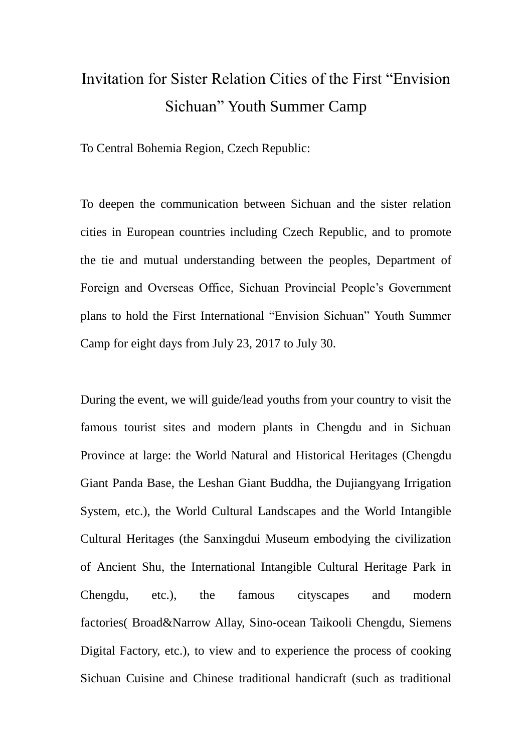# Invitation for Sister Relation Cities of the First "Envision Sichuan" Youth Summer Camp

To Central Bohemia Region, Czech Republic:

To deepen the communication between Sichuan and the sister relation cities in European countries including Czech Republic, and to promote the tie and mutual understanding between the peoples, Department of Foreign and Overseas Office, Sichuan Provincial People's Government plans to hold the First International "Envision Sichuan" Youth Summer Camp for eight days from July 23, 2017 to July 30.

During the event, we will guide/lead youths from your country to visit the famous tourist sites and modern plants in Chengdu and in Sichuan Province at large: the World Natural and Historical Heritages (Chengdu Giant Panda Base, the Leshan Giant Buddha, the Dujiangyang Irrigation System, etc.), the World Cultural Landscapes and the World Intangible Cultural Heritages (the Sanxingdui Museum embodying the civilization of Ancient Shu, the International Intangible Cultural Heritage Park in Chengdu, etc.), the famous cityscapes and modern factories( Broad&Narrow Allay, Sino-ocean Taikooli Chengdu, Siemens Digital Factory, etc.), to view and to experience the process of cooking Sichuan Cuisine and Chinese traditional handicraft (such as traditional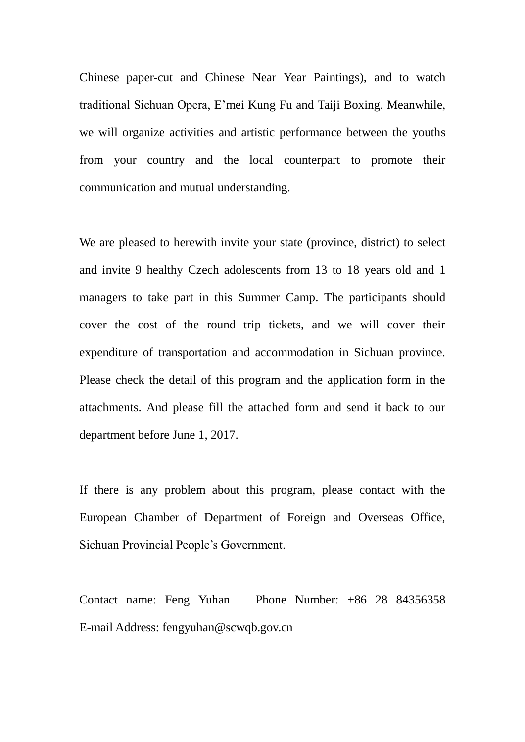Chinese paper-cut and Chinese Near Year Paintings), and to watch traditional Sichuan Opera, E'mei Kung Fu and Taiji Boxing. Meanwhile, we will organize activities and artistic performance between the youths from your country and the local counterpart to promote their communication and mutual understanding.

We are pleased to herewith invite your state (province, district) to select and invite 9 healthy Czech adolescents from 13 to 18 years old and 1 managers to take part in this Summer Camp. The participants should cover the cost of the round trip tickets, and we will cover their expenditure of transportation and accommodation in Sichuan province. Please check the detail of this program and the application form in the attachments. And please fill the attached form and send it back to our department before June 1, 2017.

If there is any problem about this program, please contact with the European Chamber of Department of Foreign and Overseas Office, Sichuan Provincial People's Government.

Contact name: Feng Yuhan Phone Number: +86 28 84356358
E-mail Address: fengyuhan@scwqb.gov.cn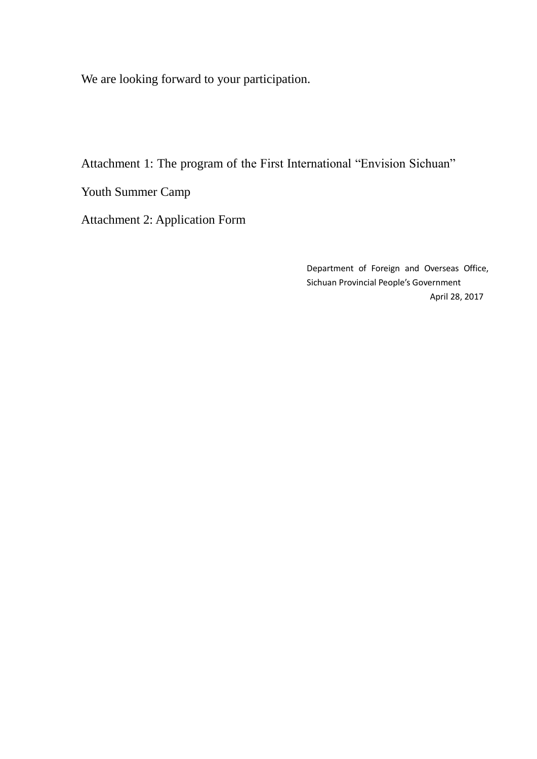We are looking forward to your participation.

Attachment 1: The program of the First International "Envision Sichuan" Youth Summer Camp

Attachment 2: Application Form

Department of Foreign and Overseas Office,
Sichuan Provincial People's Government
April 28, 2017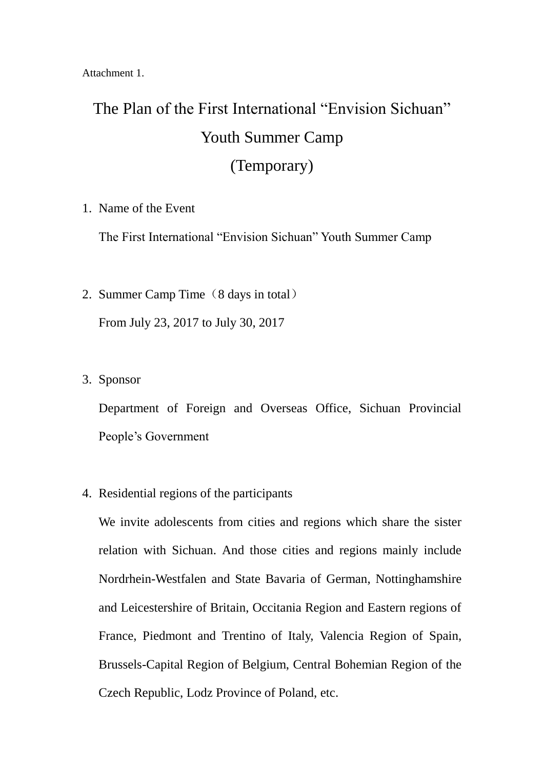Attachment 1.

# The Plan of the First International "Envision Sichuan" Youth Summer Camp (Temporary)

1. Name of the Event

   The First International "Envision Sichuan" Youth Summer Camp

2. Summer Camp Time（8 days in total）

   From July 23, 2017 to July 30, 2017

3. Sponsor

   Department of Foreign and Overseas Office, Sichuan Provincial People's Government

4. Residential regions of the participants

   We invite adolescents from cities and regions which share the sister relation with Sichuan. And those cities and regions mainly include Nordrhein-Westfalen and State Bavaria of German, Nottinghamshire and Leicestershire of Britain, Occitania Region and Eastern regions of France, Piedmont and Trentino of Italy, Valencia Region of Spain, Brussels-Capital Region of Belgium, Central Bohemian Region of the Czech Republic, Lodz Province of Poland, etc.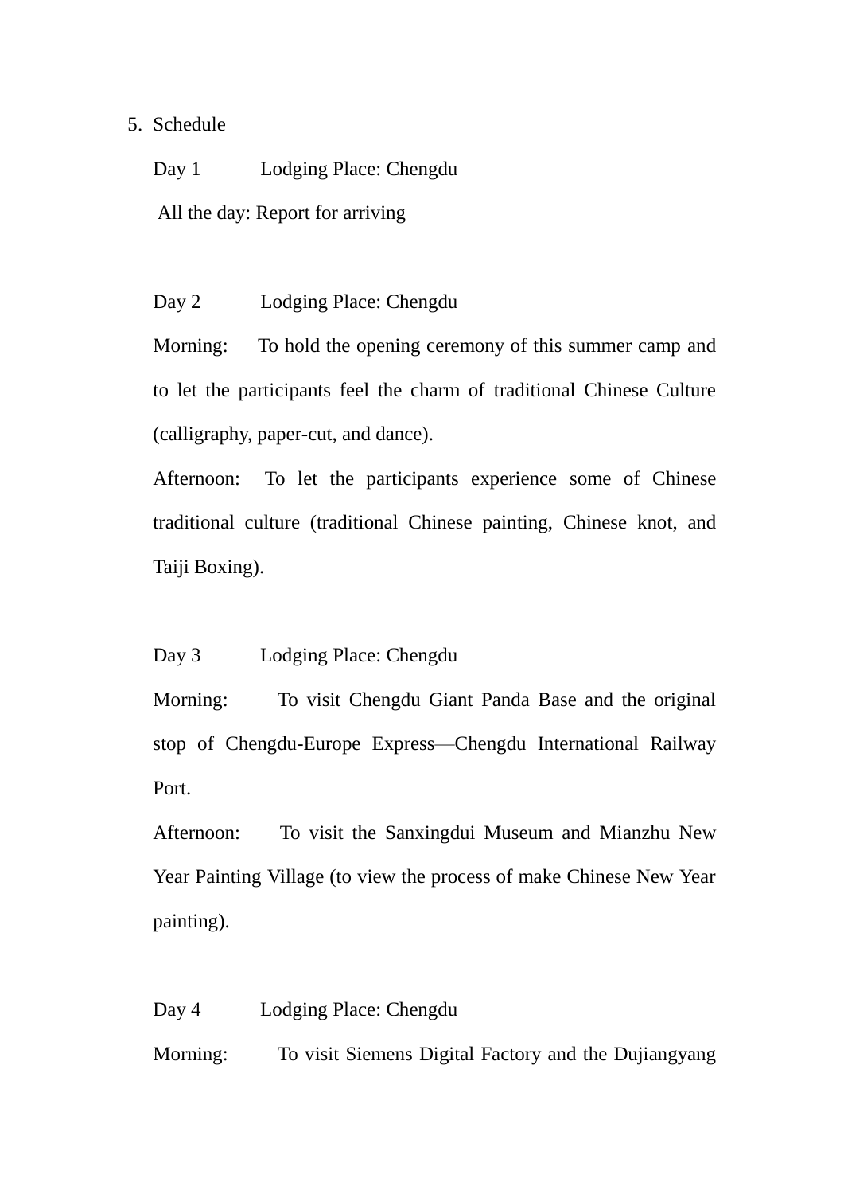5. Schedule

Day 1 Lodging Place: Chengdu

All the day: Report for arriving

Day 2 Lodging Place: Chengdu

Morning: To hold the opening ceremony of this summer camp and to let the participants feel the charm of traditional Chinese Culture (calligraphy, paper-cut, and dance).

Afternoon: To let the participants experience some of Chinese traditional culture (traditional Chinese painting, Chinese knot, and Taiji Boxing).

Day 3 Lodging Place: Chengdu

Morning: To visit Chengdu Giant Panda Base and the original stop of Chengdu-Europe Express—Chengdu International Railway Port.

Afternoon: To visit the Sanxingdui Museum and Mianzhu New Year Painting Village (to view the process of make Chinese New Year painting).

Day 4 Lodging Place: Chengdu

Morning: To visit Siemens Digital Factory and the Dujiangyang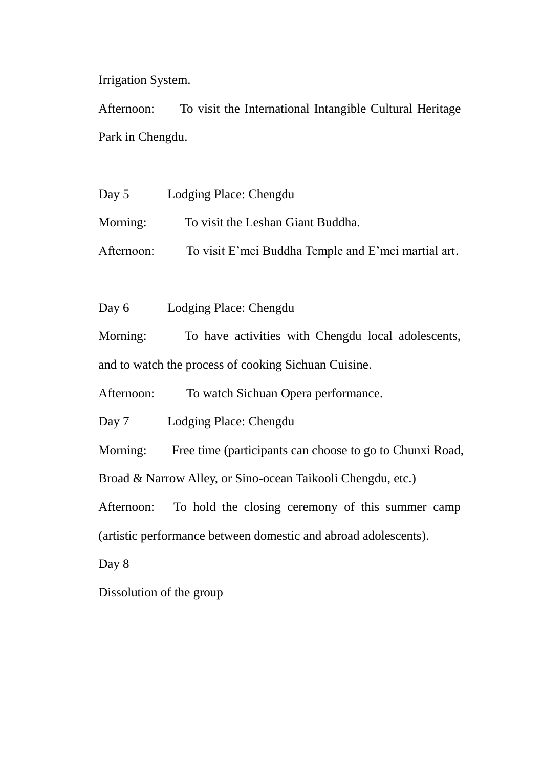Irrigation System.

Afternoon: To visit the International Intangible Cultural Heritage Park in Chengdu.

Day 5 Lodging Place: Chengdu

Morning: To visit the Leshan Giant Buddha.

Afternoon: To visit E'mei Buddha Temple and E'mei martial art.

Day 6 Lodging Place: Chengdu

Morning: To have activities with Chengdu local adolescents, and to watch the process of cooking Sichuan Cuisine.

Afternoon: To watch Sichuan Opera performance.

Day 7 Lodging Place: Chengdu

Morning: Free time (participants can choose to go to Chunxi Road, Broad & Narrow Alley, or Sino-ocean Taikooli Chengdu, etc.)

Afternoon: To hold the closing ceremony of this summer camp (artistic performance between domestic and abroad adolescents).

Day 8

Dissolution of the group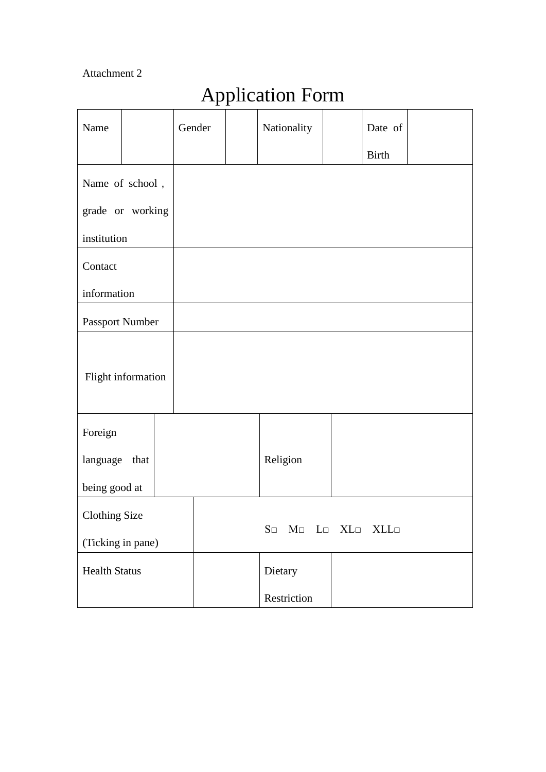Attachment 2

# Application Form

| Name | | Gender | | Nationality | | Date of Birth | |
|---|---|---|---|---|---|---|---|
| Name of school, grade or working institution | | | | | | | |
| Contact information | | | | | | | |
| Passport Number | | | | | | | |
| Flight information | | | | | | | |
| Foreign language that being good at | | | | Religion | | | |
| Clothing Size (Ticking in pane) | | S□ M□ L□ XL□ XLL□ | | | | | |
| Health Status | | | | Dietary Restriction | | | |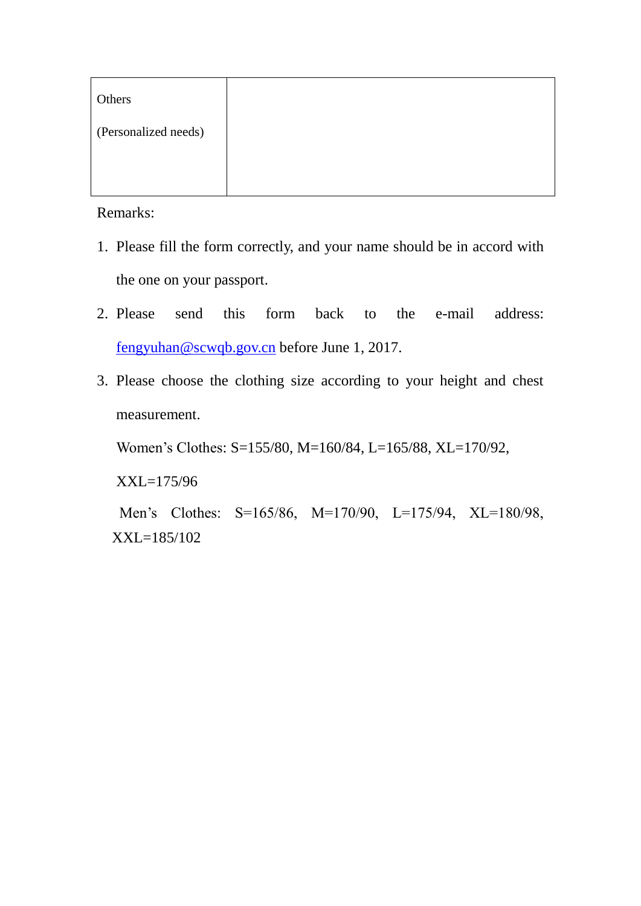| | |
|---|---|
| Others<br><br>(Personalized needs) | |

Remarks:

1. Please fill the form correctly, and your name should be in accord with the one on your passport.
2. Please send this form back to the e-mail address: fengyuhan@scwqb.gov.cn before June 1, 2017.
3. Please choose the clothing size according to your height and chest measurement.

   Women's Clothes: S=155/80, M=160/84, L=165/88, XL=170/92, XXL=175/96

   Men's Clothes: S=165/86, M=170/90, L=175/94, XL=180/98, XXL=185/102